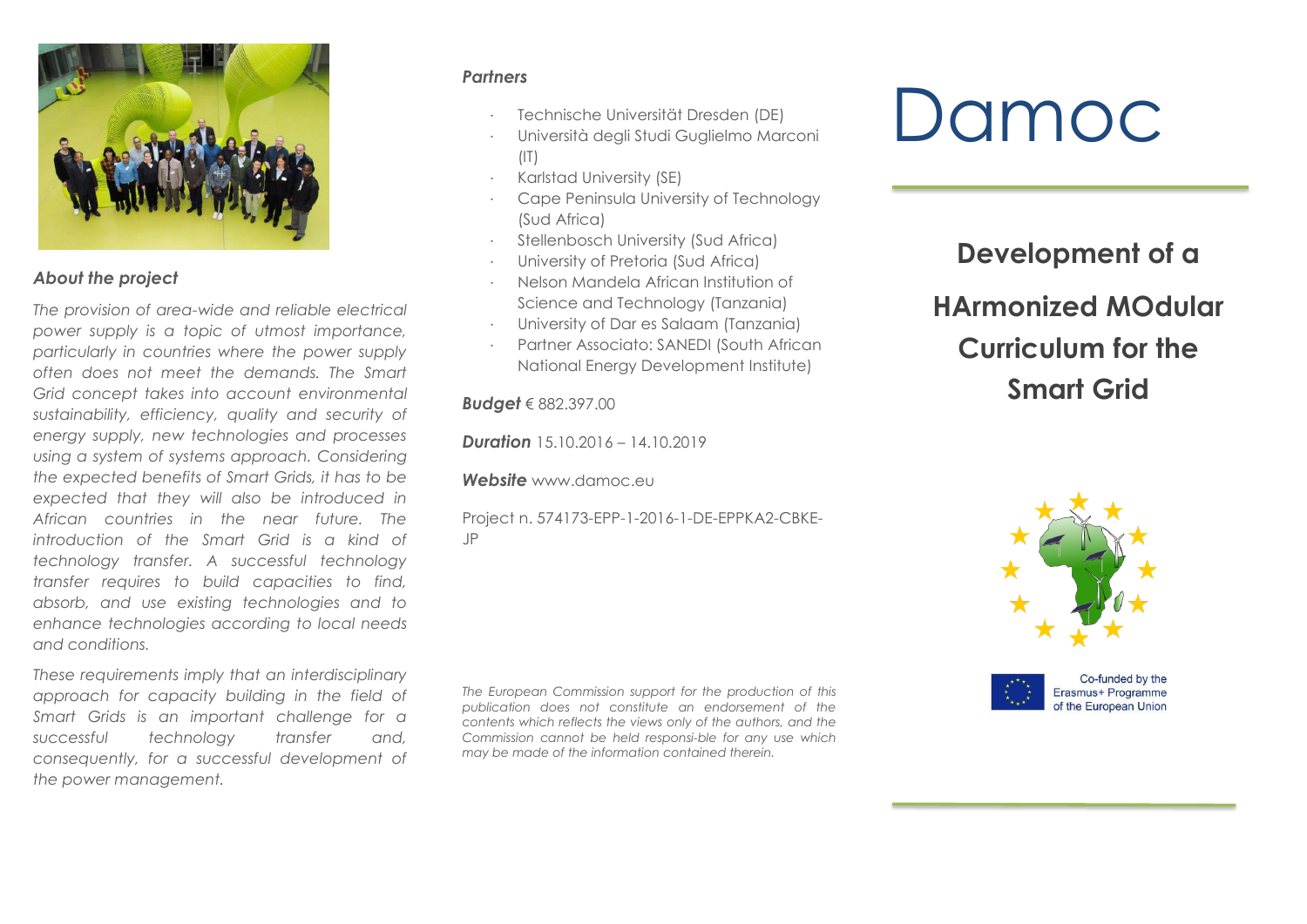### About the project

*The provision of area-wide and reliable electrical power supply is a topic of utmost importance, particularly in countries where the power supply often does not meet the demands. The Smart Grid concept takes into account environmental sustainability, efficiency, quality and security of energy supply, new technologies and processes using a system of systems approach. Considering the expected benefits of Smart Grids, it has to be expected that they will also be introduced in African countries in the near future. The introduction of the Smart Grid is a kind of technology transfer. A successful technology transfer requires to build capacities to find, absorb, and use existing technologies and to enhance technologies according to local needs and conditions.*

*These requirements imply that an interdisciplinary approach for capacity building in the field of Smart Grids is an important challenge for a successful technology transfer and, consequently, for a successful development of the power management.*

### Partners

- Technische Universität Dresden (DE)
- Università degli Studi Guglielmo Marconi (IT)
- Karlstad University (SE)
- Cape Peninsula University of Technology (Sud Africa)
- Stellenbosch University (Sud Africa)
- University of Pretoria (Sud Africa)
- Nelson Mandela African Institution of Science and Technology (Tanzania)
- University of Dar es Salaam (Tanzania)
- Partner Associato: SANEDI (South African National Energy Development Institute)

***Budget*** € 882.397.00

***Duration*** 15.10.2016 – 14.10.2019

***Website*** www.damoc.eu

Project n. 574173-EPP-1-2016-1-DE-EPPKA2-CBKE-JP

*The European Commission support for the production of this publication does not constitute an endorsement of the contents which reflects the views only of the authors, and the Commission cannot be held responsi-ble for any use which may be made of the information contained therein.*

# Damoc

## Development of a HArmonized MOdular Curriculum for the Smart Grid

Co-funded by the Erasmus+ Programme of the European Union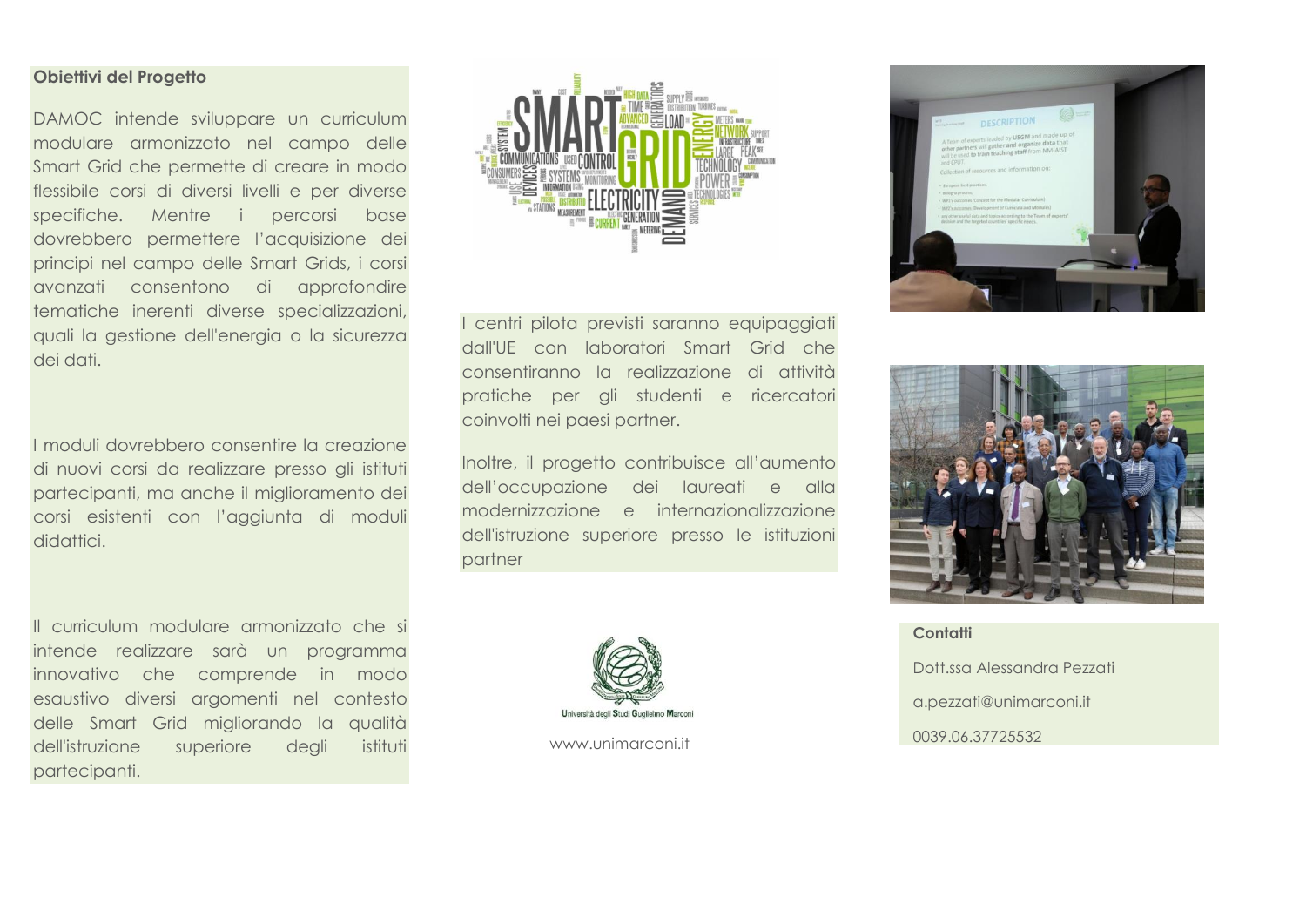**Obiettivi del Progetto**

DAMOC intende sviluppare un curriculum modulare armonizzato nel campo delle Smart Grid che permette di creare in modo flessibile corsi di diversi livelli e per diverse specifiche. Mentre i percorsi base dovrebbero permettere l'acquisizione dei principi nel campo delle Smart Grids, i corsi avanzati consentono di approfondire tematiche inerenti diverse specializzazioni, quali la gestione dell'energia o la sicurezza dei dati.

I moduli dovrebbero consentire la creazione di nuovi corsi da realizzare presso gli istituti partecipanti, ma anche il miglioramento dei corsi esistenti con l'aggiunta di moduli didattici.

Il curriculum modulare armonizzato che si intende realizzare sarà un programma innovativo che comprende in modo esaustivo diversi argomenti nel contesto delle Smart Grid migliorando la qualità dell'istruzione superiore degli istituti partecipanti.

I centri pilota previsti saranno equipaggiati dall'UE con laboratori Smart Grid che consentiranno la realizzazione di attività pratiche per gli studenti e ricercatori coinvolti nei paesi partner.

Inoltre, il progetto contribuisce all'aumento dell'occupazione dei laureati e alla modernizzazione e internazionalizzazione dell'istruzione superiore presso le istituzioni partner

Università degli Studi Guglielmo Marconi

www.unimarconi.it

**Contatti**

Dott.ssa Alessandra Pezzati

a.pezzati@unimarconi.it

0039.06.37725532